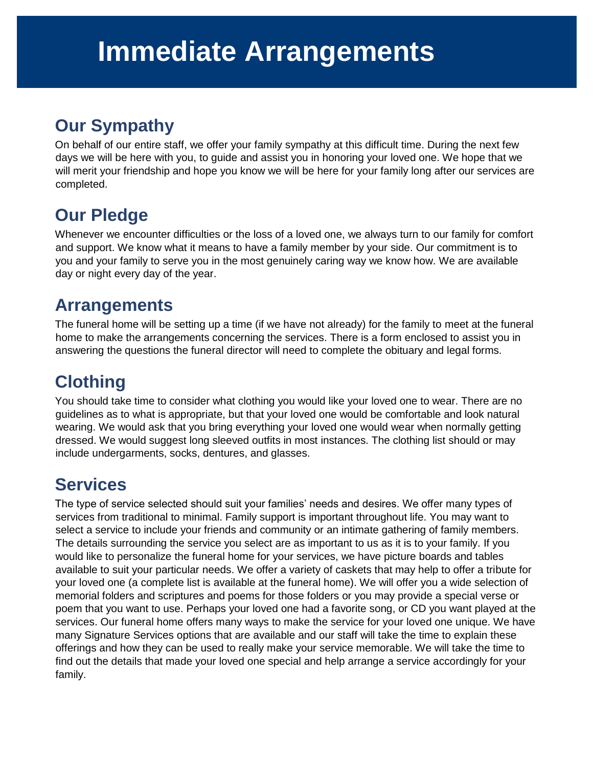# Immediate Arrangements

## Our Sympathy

On behalf of our entire staff, we offer your family sympathy at this difficult time. During the next few days we will be here with you, to guide and assist you in honoring your loved one. We hope that we will merit your friendship and hope you know we will be here for your family long after our services are completed.

## Our Pledge

Whenever we encounter difficulties or the loss of a loved one, we always turn to our family for comfort and support. We know what it means to have a family member by your side. Our commitment is to you and your family to serve you in the most genuinely caring way we know how. We are available day or night every day of the year.

## Arrangements

The funeral home will be setting up a time (if we have not already) for the family to meet at the funeral home to make the arrangements concerning the services. There is a form enclosed to assist you in answering the questions the funeral director will need to complete the obituary and legal forms.

## Clothing

You should take time to consider what clothing you would like your loved one to wear. There are no guidelines as to what is appropriate, but that your loved one would be comfortable and look natural wearing. We would ask that you bring everything your loved one would wear when normally getting dressed. We would suggest long sleeved outfits in most instances. The clothing list should or may include undergarments, socks, dentures, and glasses.

## Services

The type of service selected should suit your families' needs and desires. We offer many types of services from traditional to minimal. Family support is important throughout life. You may want to select a service to include your friends and community or an intimate gathering of family members. The details surrounding the service you select are as important to us as it is to your family. If you would like to personalize the funeral home for your services, we have picture boards and tables available to suit your particular needs. We offer a variety of caskets that may help to offer a tribute for your loved one (a complete list is available at the funeral home). We will offer you a wide selection of memorial folders and scriptures and poems for those folders or you may provide a special verse or poem that you want to use. Perhaps your loved one had a favorite song, or CD you want played at the services. Our funeral home offers many ways to make the service for your loved one unique. We have many Signature Services options that are available and our staff will take the time to explain these offerings and how they can be used to really make your service memorable. We will take the time to find out the details that made your loved one special and help arrange a service accordingly for your family.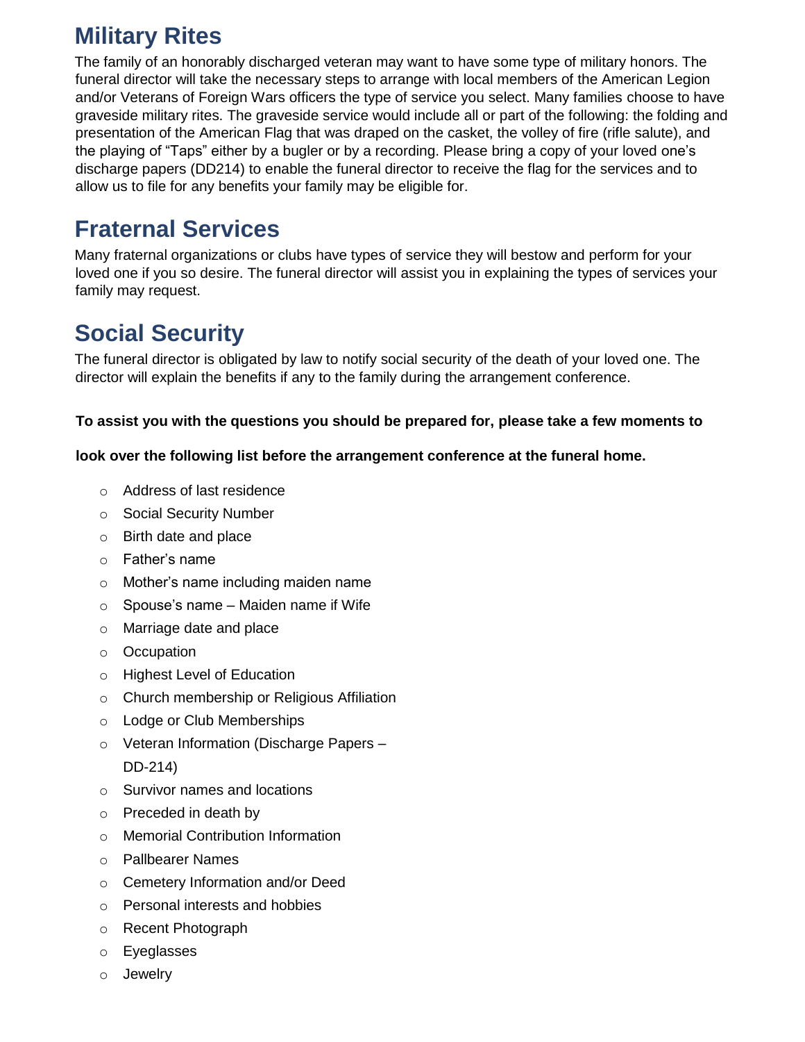## Military Rites

The family of an honorably discharged veteran may want to have some type of military honors. The funeral director will take the necessary steps to arrange with local members of the American Legion and/or Veterans of Foreign Wars officers the type of service you select. Many families choose to have graveside military rites. The graveside service would include all or part of the following: the folding and presentation of the American Flag that was draped on the casket, the volley of fire (rifle salute), and the playing of "Taps" either by a bugler or by a recording. Please bring a copy of your loved one's discharge papers (DD214) to enable the funeral director to receive the flag for the services and to allow us to file for any benefits your family may be eligible for.

## Fraternal Services

Many fraternal organizations or clubs have types of service they will bestow and perform for your loved one if you so desire. The funeral director will assist you in explaining the types of services your family may request.

## Social Security

The funeral director is obligated by law to notify social security of the death of your loved one. The director will explain the benefits if any to the family during the arrangement conference.

**To assist you with the questions you should be prepared for, please take a few moments to look over the following list before the arrangement conference at the funeral home.**

- Address of last residence
- Social Security Number
- Birth date and place
- Father's name
- Mother's name including maiden name
- Spouse's name – Maiden name if Wife
- Marriage date and place
- Occupation
- Highest Level of Education
- Church membership or Religious Affiliation
- Lodge or Club Memberships
- Veteran Information (Discharge Papers – DD-214)
- Survivor names and locations
- Preceded in death by
- Memorial Contribution Information
- Pallbearer Names
- Cemetery Information and/or Deed
- Personal interests and hobbies
- Recent Photograph
- Eyeglasses
- Jewelry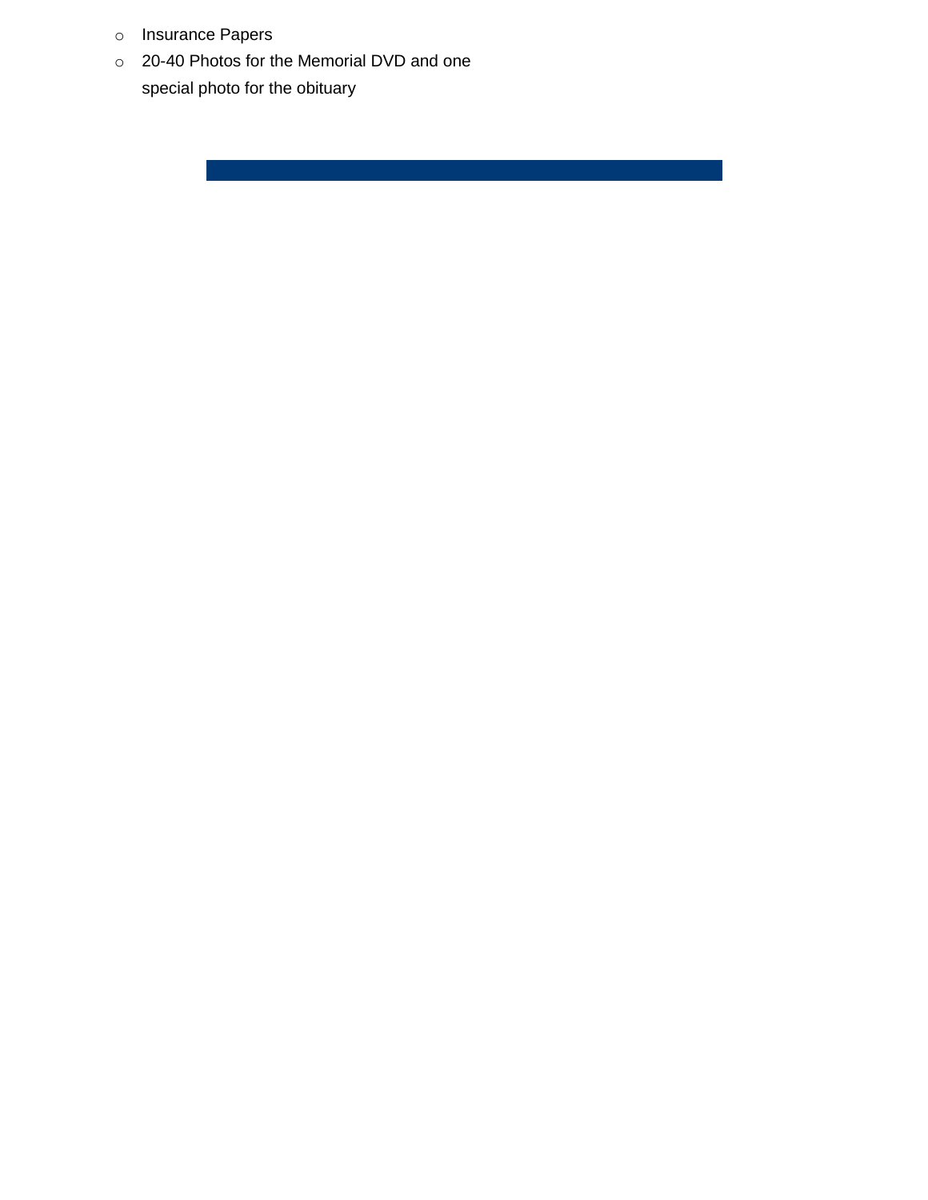- Insurance Papers
- 20-40 Photos for the Memorial DVD and one special photo for the obituary